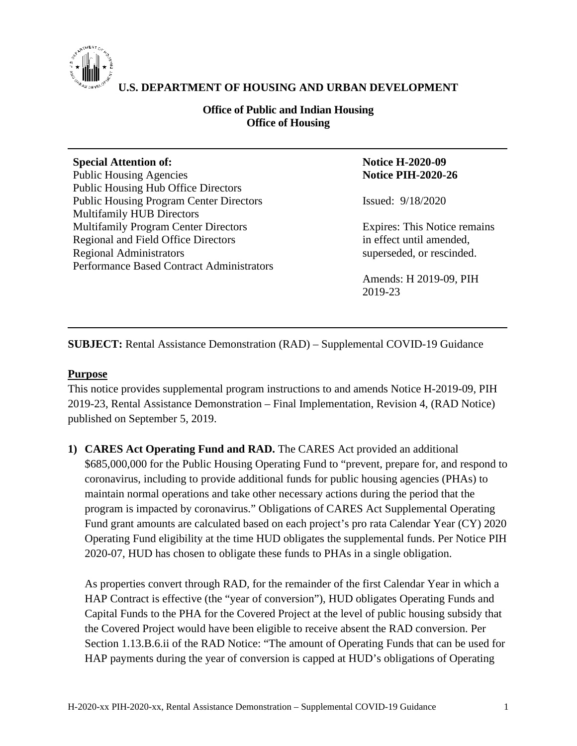**U.S. DEPARTMENT OF HOUSING AND URBAN DEVELOPMENT**

**Office of Public and Indian Housing**
**Office of Housing**

---

**Special Attention of:**
Public Housing Agencies
Public Housing Hub Office Directors
Public Housing Program Center Directors
Multifamily HUB Directors
Multifamily Program Center Directors
Regional and Field Office Directors
Regional Administrators
Performance Based Contract Administrators

**Notice H-2020-09**
**Notice PIH-2020-26**

Issued: 9/18/2020

Expires: This Notice remains in effect until amended, superseded, or rescinded.

Amends: H 2019-09, PIH 2019-23

---

**SUBJECT:** Rental Assistance Demonstration (RAD) – Supplemental COVID-19 Guidance

## Purpose

This notice provides supplemental program instructions to and amends Notice H-2019-09, PIH 2019-23, Rental Assistance Demonstration – Final Implementation, Revision 4, (RAD Notice) published on September 5, 2019.

1) **CARES Act Operating Fund and RAD.** The CARES Act provided an additional $685,000,000 for the Public Housing Operating Fund to "prevent, prepare for, and respond to coronavirus, including to provide additional funds for public housing agencies (PHAs) to maintain normal operations and take other necessary actions during the period that the program is impacted by coronavirus." Obligations of CARES Act Supplemental Operating Fund grant amounts are calculated based on each project's pro rata Calendar Year (CY) 2020 Operating Fund eligibility at the time HUD obligates the supplemental funds. Per Notice PIH 2020-07, HUD has chosen to obligate these funds to PHAs in a single obligation.

   As properties convert through RAD, for the remainder of the first Calendar Year in which a HAP Contract is effective (the "year of conversion"), HUD obligates Operating Funds and Capital Funds to the PHA for the Covered Project at the level of public housing subsidy that the Covered Project would have been eligible to receive absent the RAD conversion. Per Section 1.13.B.6.ii of the RAD Notice: "The amount of Operating Funds that can be used for HAP payments during the year of conversion is capped at HUD's obligations of Operating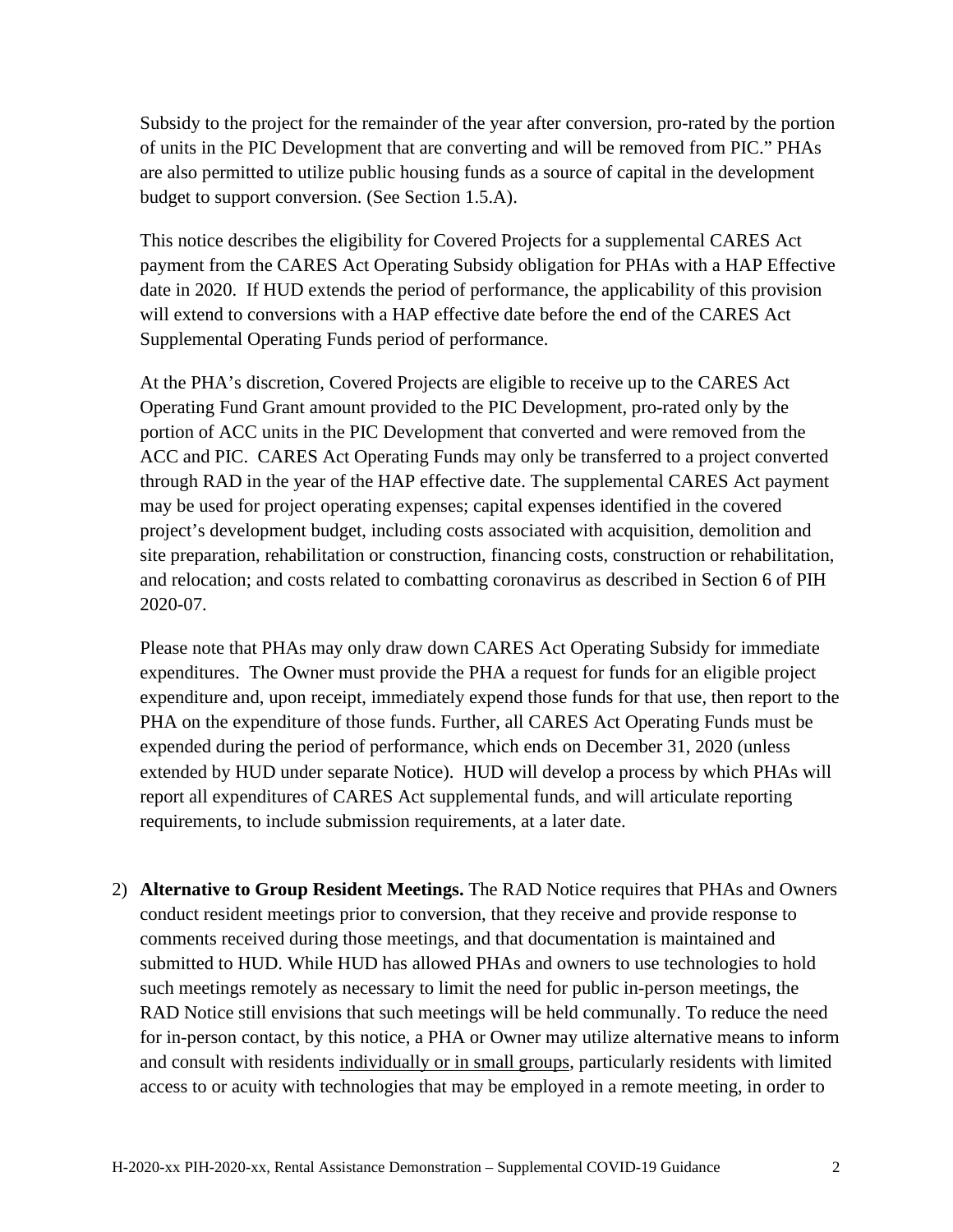Subsidy to the project for the remainder of the year after conversion, pro-rated by the portion of units in the PIC Development that are converting and will be removed from PIC." PHAs are also permitted to utilize public housing funds as a source of capital in the development budget to support conversion. (See Section 1.5.A).

This notice describes the eligibility for Covered Projects for a supplemental CARES Act payment from the CARES Act Operating Subsidy obligation for PHAs with a HAP Effective date in 2020. If HUD extends the period of performance, the applicability of this provision will extend to conversions with a HAP effective date before the end of the CARES Act Supplemental Operating Funds period of performance.

At the PHA's discretion, Covered Projects are eligible to receive up to the CARES Act Operating Fund Grant amount provided to the PIC Development, pro-rated only by the portion of ACC units in the PIC Development that converted and were removed from the ACC and PIC. CARES Act Operating Funds may only be transferred to a project converted through RAD in the year of the HAP effective date. The supplemental CARES Act payment may be used for project operating expenses; capital expenses identified in the covered project's development budget, including costs associated with acquisition, demolition and site preparation, rehabilitation or construction, financing costs, construction or rehabilitation, and relocation; and costs related to combatting coronavirus as described in Section 6 of PIH 2020-07.

Please note that PHAs may only draw down CARES Act Operating Subsidy for immediate expenditures. The Owner must provide the PHA a request for funds for an eligible project expenditure and, upon receipt, immediately expend those funds for that use, then report to the PHA on the expenditure of those funds. Further, all CARES Act Operating Funds must be expended during the period of performance, which ends on December 31, 2020 (unless extended by HUD under separate Notice). HUD will develop a process by which PHAs will report all expenditures of CARES Act supplemental funds, and will articulate reporting requirements, to include submission requirements, at a later date.

2) **Alternative to Group Resident Meetings.** The RAD Notice requires that PHAs and Owners conduct resident meetings prior to conversion, that they receive and provide response to comments received during those meetings, and that documentation is maintained and submitted to HUD. While HUD has allowed PHAs and owners to use technologies to hold such meetings remotely as necessary to limit the need for public in-person meetings, the RAD Notice still envisions that such meetings will be held communally. To reduce the need for in-person contact, by this notice, a PHA or Owner may utilize alternative means to inform and consult with residents individually or in small groups, particularly residents with limited access to or acuity with technologies that may be employed in a remote meeting, in order to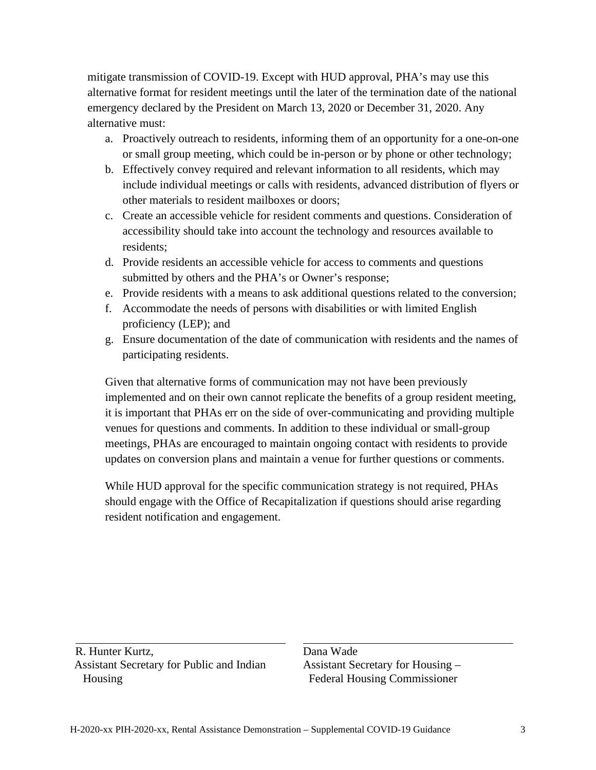mitigate transmission of COVID-19. Except with HUD approval, PHA's may use this alternative format for resident meetings until the later of the termination date of the national emergency declared by the President on March 13, 2020 or December 31, 2020. Any alternative must:

a. Proactively outreach to residents, informing them of an opportunity for a one-on-one or small group meeting, which could be in-person or by phone or other technology;
b. Effectively convey required and relevant information to all residents, which may include individual meetings or calls with residents, advanced distribution of flyers or other materials to resident mailboxes or doors;
c. Create an accessible vehicle for resident comments and questions. Consideration of accessibility should take into account the technology and resources available to residents;
d. Provide residents an accessible vehicle for access to comments and questions submitted by others and the PHA's or Owner's response;
e. Provide residents with a means to ask additional questions related to the conversion;
f. Accommodate the needs of persons with disabilities or with limited English proficiency (LEP); and
g. Ensure documentation of the date of communication with residents and the names of participating residents.

Given that alternative forms of communication may not have been previously implemented and on their own cannot replicate the benefits of a group resident meeting, it is important that PHAs err on the side of over-communicating and providing multiple venues for questions and comments. In addition to these individual or small-group meetings, PHAs are encouraged to maintain ongoing contact with residents to provide updates on conversion plans and maintain a venue for further questions or comments.

While HUD approval for the specific communication strategy is not required, PHAs should engage with the Office of Recapitalization if questions should arise regarding resident notification and engagement.

R. Hunter Kurtz,
Assistant Secretary for Public and Indian Housing

Dana Wade
Assistant Secretary for Housing – Federal Housing Commissioner